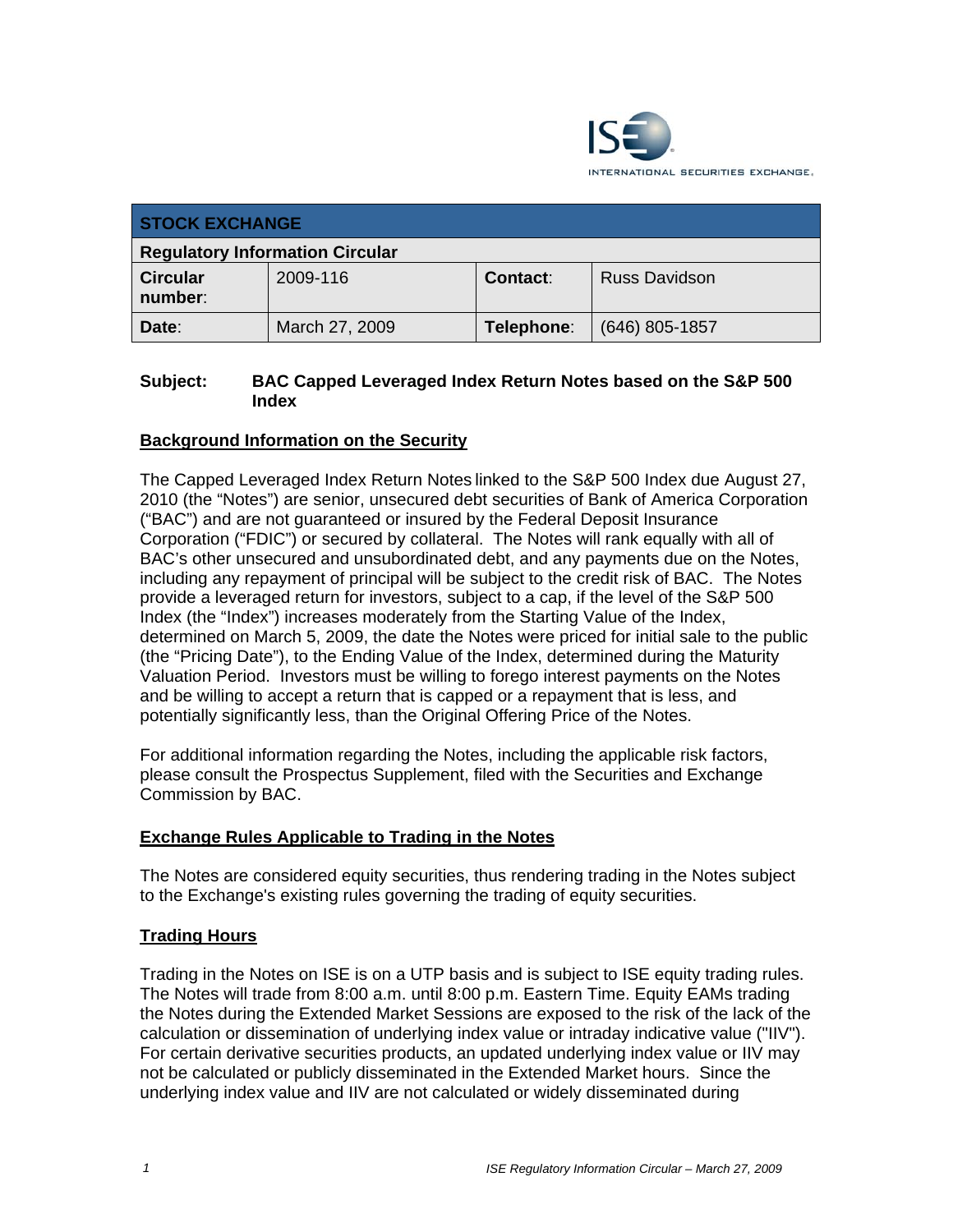## STOCK EXCHANGE

### Regulatory Information Circular

| Circular number: | 2009-116 | Contact: | Russ Davidson |
|---|---|---|---|
| Date: | March 27, 2009 | Telephone: | (646) 805-1857 |

**Subject: BAC Capped Leveraged Index Return Notes based on the S&P 500 Index**

### Background Information on the Security

The Capped Leveraged Index Return Notes linked to the S&P 500 Index due August 27, 2010 (the "Notes") are senior, unsecured debt securities of Bank of America Corporation ("BAC") and are not guaranteed or insured by the Federal Deposit Insurance Corporation ("FDIC") or secured by collateral. The Notes will rank equally with all of BAC's other unsecured and unsubordinated debt, and any payments due on the Notes, including any repayment of principal will be subject to the credit risk of BAC. The Notes provide a leveraged return for investors, subject to a cap, if the level of the S&P 500 Index (the "Index") increases moderately from the Starting Value of the Index, determined on March 5, 2009, the date the Notes were priced for initial sale to the public (the "Pricing Date"), to the Ending Value of the Index, determined during the Maturity Valuation Period. Investors must be willing to forego interest payments on the Notes and be willing to accept a return that is capped or a repayment that is less, and potentially significantly less, than the Original Offering Price of the Notes.

For additional information regarding the Notes, including the applicable risk factors, please consult the Prospectus Supplement, filed with the Securities and Exchange Commission by BAC.

### Exchange Rules Applicable to Trading in the Notes

The Notes are considered equity securities, thus rendering trading in the Notes subject to the Exchange's existing rules governing the trading of equity securities.

### Trading Hours

Trading in the Notes on ISE is on a UTP basis and is subject to ISE equity trading rules. The Notes will trade from 8:00 a.m. until 8:00 p.m. Eastern Time. Equity EAMs trading the Notes during the Extended Market Sessions are exposed to the risk of the lack of the calculation or dissemination of underlying index value or intraday indicative value ("IIV"). For certain derivative securities products, an updated underlying index value or IIV may not be calculated or publicly disseminated in the Extended Market hours. Since the underlying index value and IIV are not calculated or widely disseminated during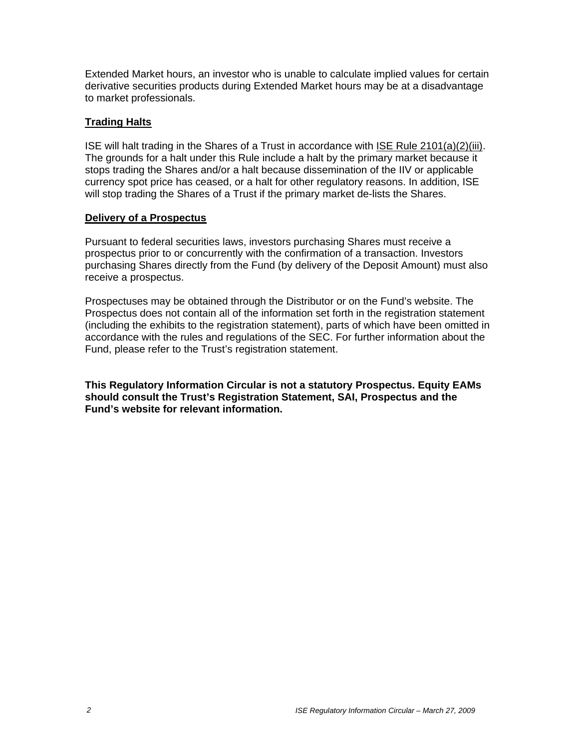Extended Market hours, an investor who is unable to calculate implied values for certain derivative securities products during Extended Market hours may be at a disadvantage to market professionals.

## Trading Halts

ISE will halt trading in the Shares of a Trust in accordance with ISE Rule 2101(a)(2)(iii). The grounds for a halt under this Rule include a halt by the primary market because it stops trading the Shares and/or a halt because dissemination of the IIV or applicable currency spot price has ceased, or a halt for other regulatory reasons. In addition, ISE will stop trading the Shares of a Trust if the primary market de-lists the Shares.

## Delivery of a Prospectus

Pursuant to federal securities laws, investors purchasing Shares must receive a prospectus prior to or concurrently with the confirmation of a transaction. Investors purchasing Shares directly from the Fund (by delivery of the Deposit Amount) must also receive a prospectus.

Prospectuses may be obtained through the Distributor or on the Fund's website. The Prospectus does not contain all of the information set forth in the registration statement (including the exhibits to the registration statement), parts of which have been omitted in accordance with the rules and regulations of the SEC. For further information about the Fund, please refer to the Trust's registration statement.

**This Regulatory Information Circular is not a statutory Prospectus. Equity EAMs should consult the Trust's Registration Statement, SAI, Prospectus and the Fund's website for relevant information.**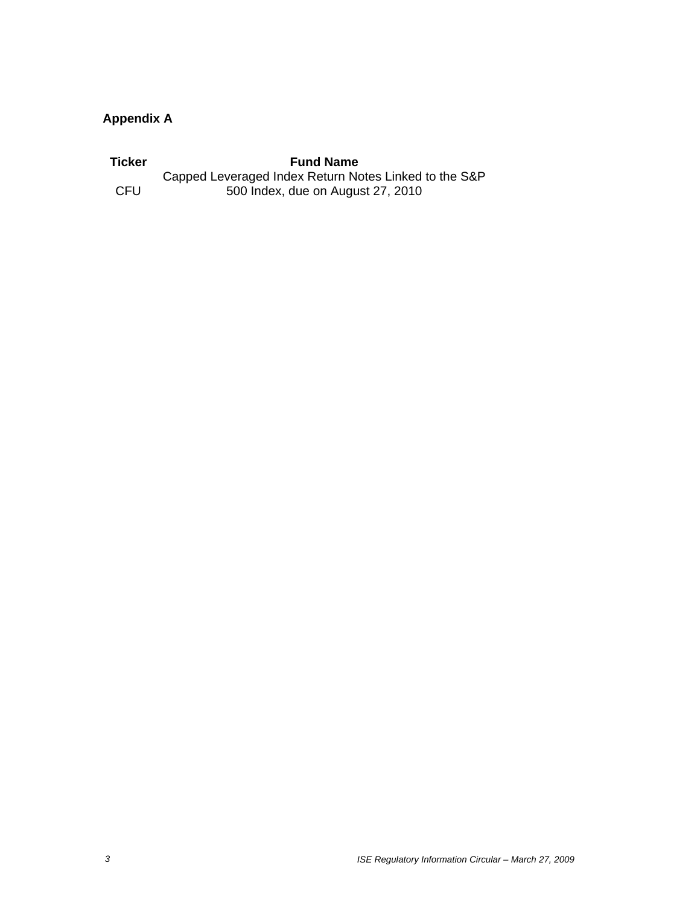## Appendix A

| Ticker | Fund Name |
|---|---|
| CFU | Capped Leveraged Index Return Notes Linked to the S&P 500 Index, due on August 27, 2010 |